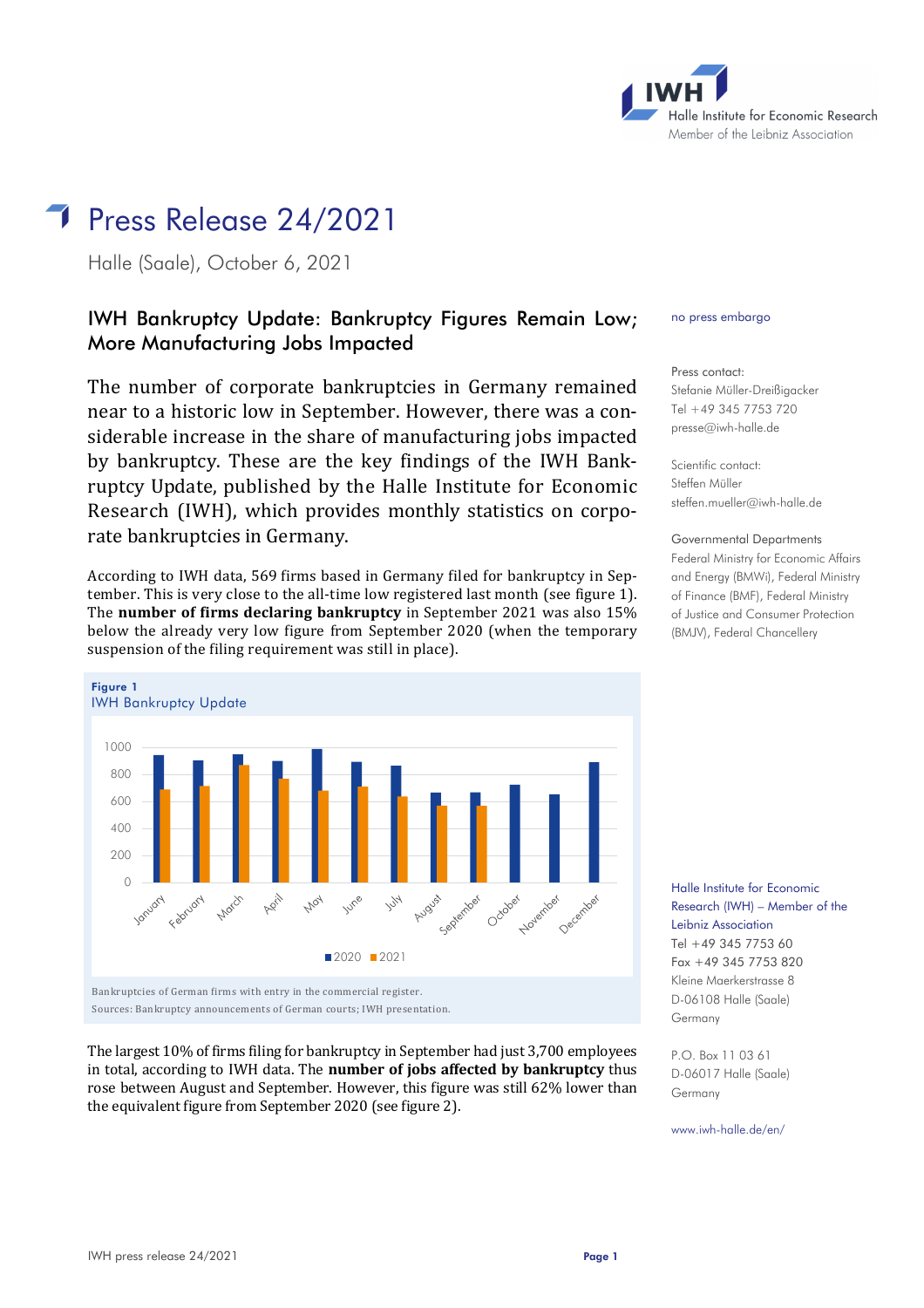# Press Release 24/2021

Halle (Saale), October 6, 2021

## IWH Bankruptcy Update: Bankruptcy Figures Remain Low; More Manufacturing Jobs Impacted

no press embargo

Press contact:
Stefanie Müller-Dreißigacker
Tel +49 345 7753 720
presse@iwh-halle.de

Scientific contact:
Steffen Müller
steffen.mueller@iwh-halle.de

Governmental Departments
Federal Ministry for Economic Affairs and Energy (BMWi), Federal Ministry of Finance (BMF), Federal Ministry of Justice and Consumer Protection (BMJV), Federal Chancellery

The number of corporate bankruptcies in Germany remained near to a historic low in September. However, there was a considerable increase in the share of manufacturing jobs impacted by bankruptcy. These are the key findings of the IWH Bankruptcy Update, published by the Halle Institute for Economic Research (IWH), which provides monthly statistics on corporate bankruptcies in Germany.

According to IWH data, 569 firms based in Germany filed for bankruptcy in September. This is very close to the all-time low registered last month (see figure 1). The **number of firms declaring bankruptcy** in September 2021 was also 15% below the already very low figure from September 2020 (when the temporary suspension of the filing requirement was still in place).

**Figure 1**
IWH Bankruptcy Update

Bankruptcies of German firms with entry in the commercial register.
Sources: Bankruptcy announcements of German courts; IWH presentation.

The largest 10% of firms filing for bankruptcy in September had just 3,700 employees in total, according to IWH data. The **number of jobs affected by bankruptcy** thus rose between August and September. However, this figure was still 62% lower than the equivalent figure from September 2020 (see figure 2).

Halle Institute for Economic Research (IWH) – Member of the Leibniz Association
Tel +49 345 7753 60
Fax +49 345 7753 820
Kleine Maerkerstrasse 8
D-06108 Halle (Saale)
Germany

P.O. Box 11 03 61
D-06017 Halle (Saale)
Germany

www.iwh-halle.de/en/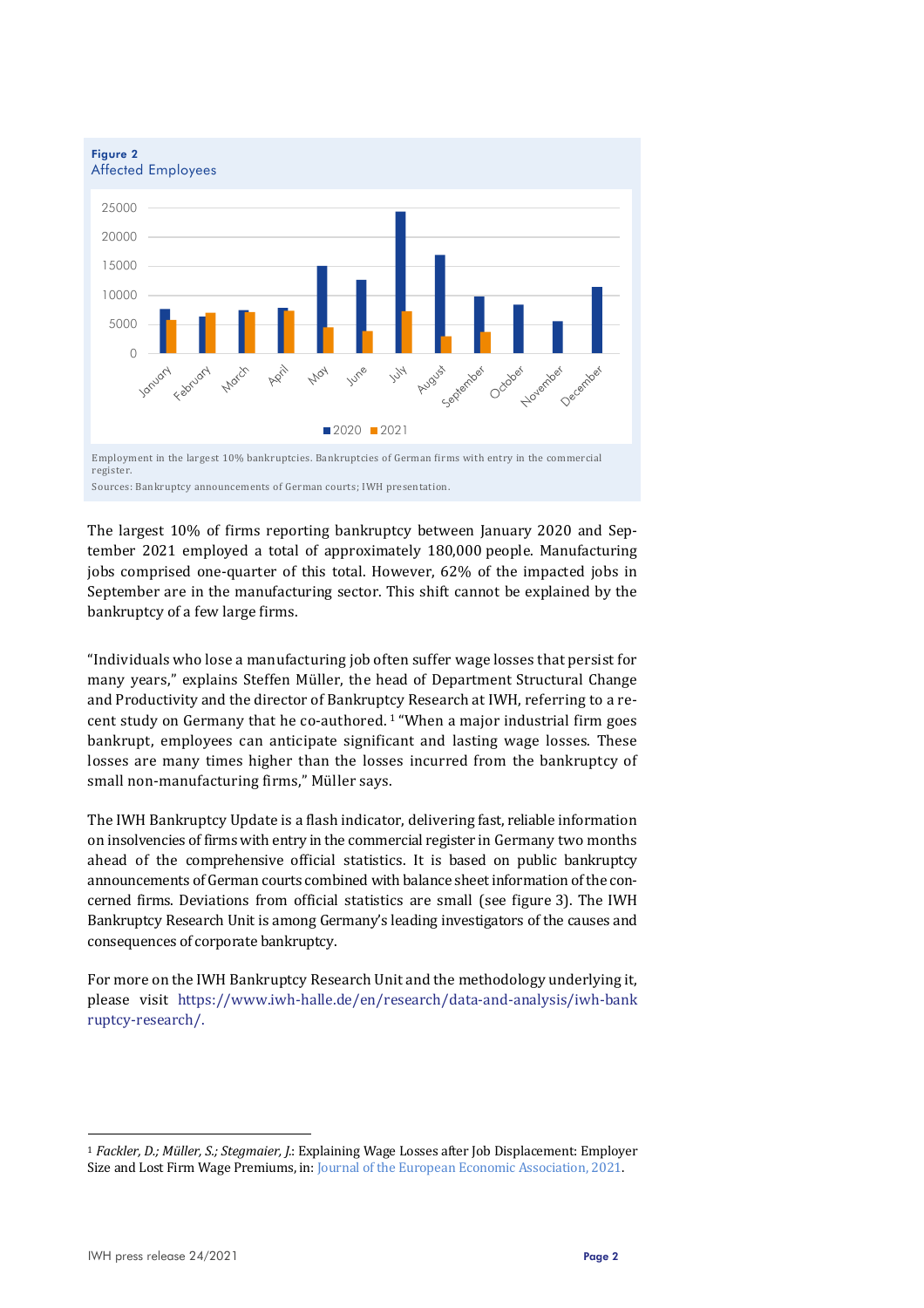**Figure 2**
Affected Employees

Employment in the largest 10% bankruptcies. Bankruptcies of German firms with entry in the commercial register.
Sources: Bankruptcy announcements of German courts; IWH presentation.

The largest 10% of firms reporting bankruptcy between January 2020 and September 2021 employed a total of approximately 180,000 people. Manufacturing jobs comprised one-quarter of this total. However, 62% of the impacted jobs in September are in the manufacturing sector. This shift cannot be explained by the bankruptcy of a few large firms.

"Individuals who lose a manufacturing job often suffer wage losses that persist for many years," explains Steffen Müller, the head of Department Structural Change and Productivity and the director of Bankruptcy Research at IWH, referring to a recent study on Germany that he co-authored. [1] "When a major industrial firm goes bankrupt, employees can anticipate significant and lasting wage losses. These losses are many times higher than the losses incurred from the bankruptcy of small non-manufacturing firms," Müller says.

The IWH Bankruptcy Update is a flash indicator, delivering fast, reliable information on insolvencies of firms with entry in the commercial register in Germany two months ahead of the comprehensive official statistics. It is based on public bankruptcy announcements of German courts combined with balance sheet information of the concerned firms. Deviations from official statistics are small (see figure 3). The IWH Bankruptcy Research Unit is among Germany's leading investigators of the causes and consequences of corporate bankruptcy.

For more on the IWH Bankruptcy Research Unit and the methodology underlying it, please visit https://www.iwh-halle.de/en/research/data-and-analysis/iwh-bankruptcy-research/.

---

[1] *Fackler, D.; Müller, S.; Stegmaier, J.*: Explaining Wage Losses after Job Displacement: Employer Size and Lost Firm Wage Premiums, in: Journal of the European Economic Association, 2021.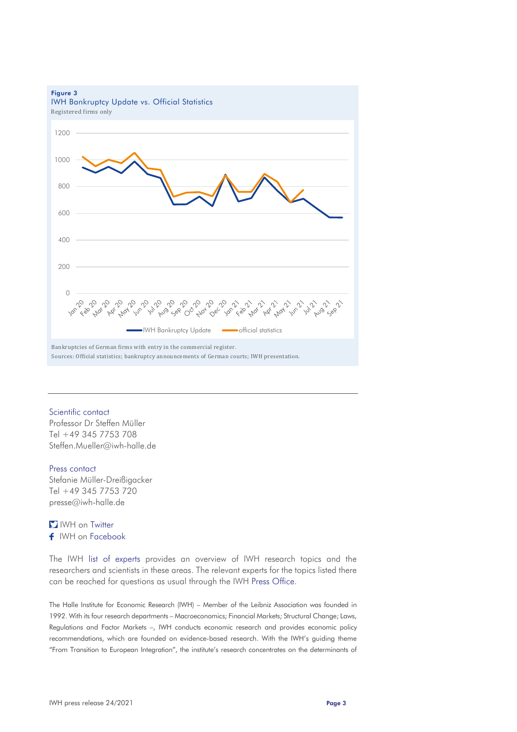**Figure 3**

IWH Bankruptcy Update vs. Official Statistics

Registered firms only

Bankruptcies of German firms with entry in the commercial register.

Sources: Official statistics; bankruptcy announcements of German courts; IWH presentation.

---

Scientific contact

Professor Dr Steffen Müller
Tel +49 345 7753 708
Steffen.Mueller@iwh-halle.de

Press contact

Stefanie Müller-Dreißigacker
Tel +49 345 7753 720
presse@iwh-halle.de

IWH on Twitter

IWH on Facebook

The IWH list of experts provides an overview of IWH research topics and the researchers and scientists in these areas. The relevant experts for the topics listed there can be reached for questions as usual through the IWH Press Office.

The Halle Institute for Economic Research (IWH) – Member of the Leibniz Association was founded in 1992. With its four research departments – Macroeconomics; Financial Markets; Structural Change; Laws, Regulations and Factor Markets –, IWH conducts economic research and provides economic policy recommendations, which are founded on evidence-based research. With the IWH's guiding theme "From Transition to European Integration", the institute's research concentrates on the determinants of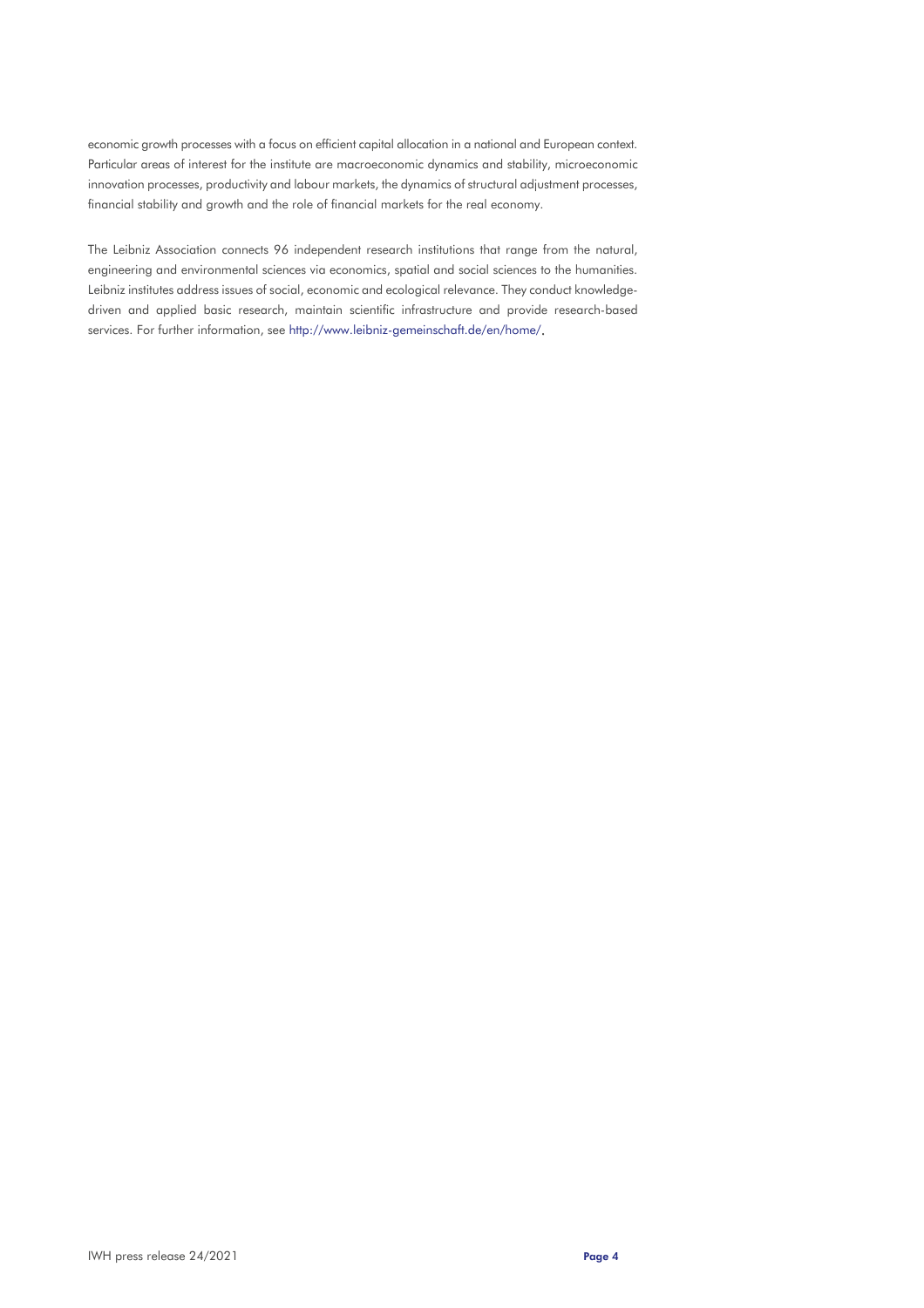economic growth processes with a focus on efficient capital allocation in a national and European context. Particular areas of interest for the institute are macroeconomic dynamics and stability, microeconomic innovation processes, productivity and labour markets, the dynamics of structural adjustment processes, financial stability and growth and the role of financial markets for the real economy.

The Leibniz Association connects 96 independent research institutions that range from the natural, engineering and environmental sciences via economics, spatial and social sciences to the humanities. Leibniz institutes address issues of social, economic and ecological relevance. They conduct knowledge-driven and applied basic research, maintain scientific infrastructure and provide research-based services. For further information, see http://www.leibniz-gemeinschaft.de/en/home/.